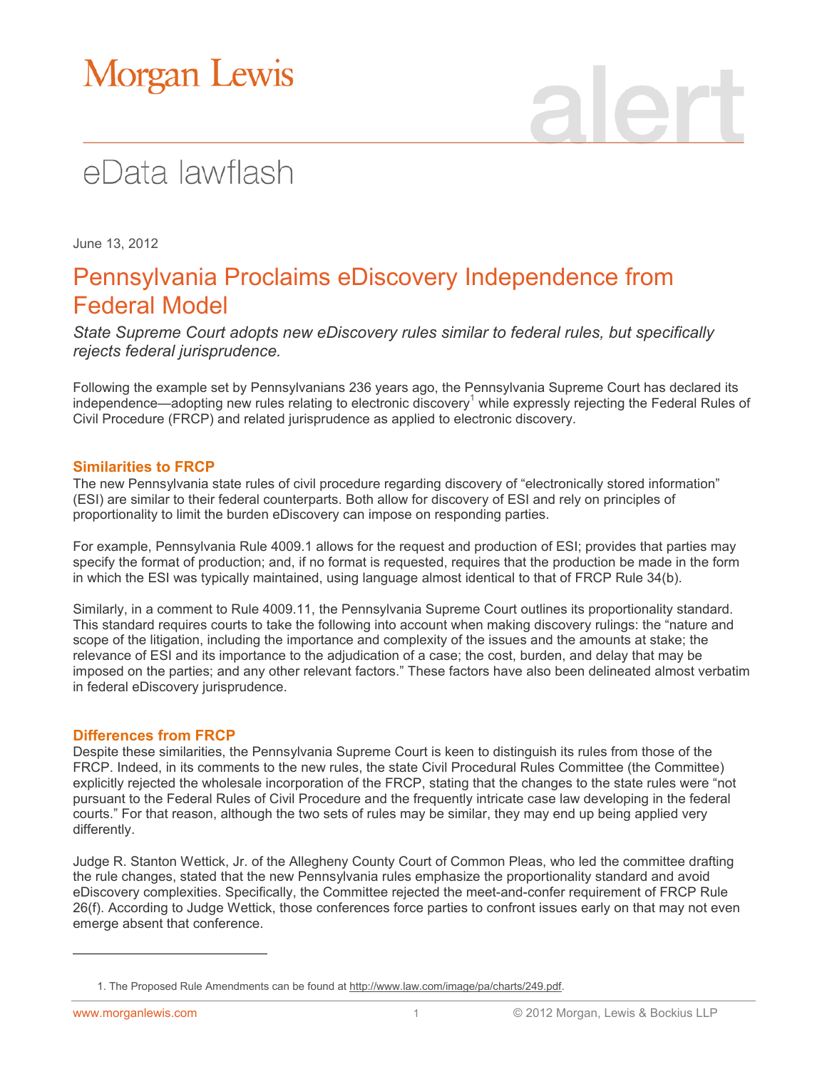# Morgan Lewis

alert

eData lawflash

June 13, 2012

## Pennsylvania Proclaims eDiscovery Independence from Federal Model

*State Supreme Court adopts new eDiscovery rules similar to federal rules, but specifically rejects federal jurisprudence.*

Following the example set by Pennsylvanians 236 years ago, the Pennsylvania Supreme Court has declared its independence—adopting new rules relating to electronic discovery[1] while expressly rejecting the Federal Rules of Civil Procedure (FRCP) and related jurisprudence as applied to electronic discovery.

### Similarities to FRCP

The new Pennsylvania state rules of civil procedure regarding discovery of "electronically stored information" (ESI) are similar to their federal counterparts. Both allow for discovery of ESI and rely on principles of proportionality to limit the burden eDiscovery can impose on responding parties.

For example, Pennsylvania Rule 4009.1 allows for the request and production of ESI; provides that parties may specify the format of production; and, if no format is requested, requires that the production be made in the form in which the ESI was typically maintained, using language almost identical to that of FRCP Rule 34(b).

Similarly, in a comment to Rule 4009.11, the Pennsylvania Supreme Court outlines its proportionality standard. This standard requires courts to take the following into account when making discovery rulings: the "nature and scope of the litigation, including the importance and complexity of the issues and the amounts at stake; the relevance of ESI and its importance to the adjudication of a case; the cost, burden, and delay that may be imposed on the parties; and any other relevant factors." These factors have also been delineated almost verbatim in federal eDiscovery jurisprudence.

### Differences from FRCP

Despite these similarities, the Pennsylvania Supreme Court is keen to distinguish its rules from those of the FRCP. Indeed, in its comments to the new rules, the state Civil Procedural Rules Committee (the Committee) explicitly rejected the wholesale incorporation of the FRCP, stating that the changes to the state rules were "not pursuant to the Federal Rules of Civil Procedure and the frequently intricate case law developing in the federal courts." For that reason, although the two sets of rules may be similar, they may end up being applied very differently.

Judge R. Stanton Wettick, Jr. of the Allegheny County Court of Common Pleas, who led the committee drafting the rule changes, stated that the new Pennsylvania rules emphasize the proportionality standard and avoid eDiscovery complexities. Specifically, the Committee rejected the meet-and-confer requirement of FRCP Rule 26(f). According to Judge Wettick, those conferences force parties to confront issues early on that may not even emerge absent that conference.

---

1. The Proposed Rule Amendments can be found at http://www.law.com/image/pa/charts/249.pdf.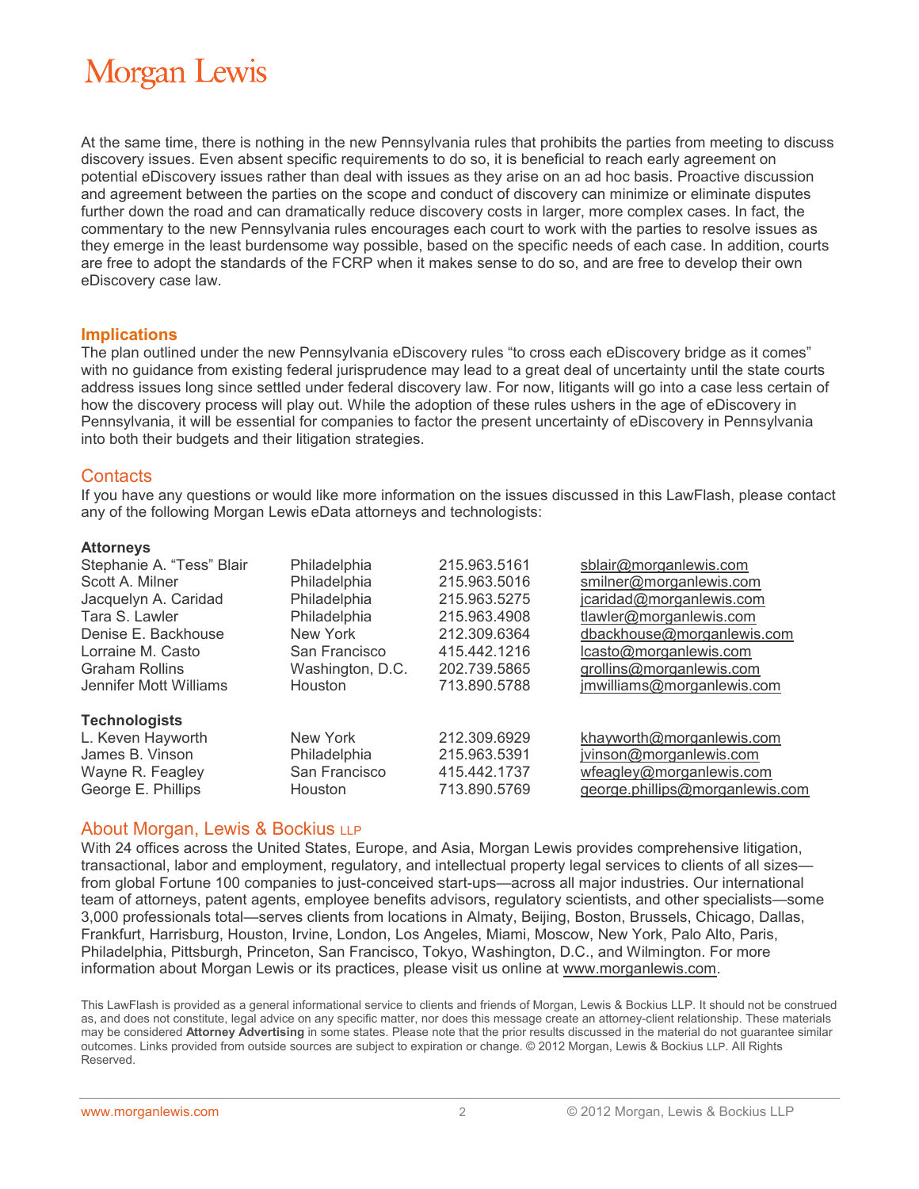At the same time, there is nothing in the new Pennsylvania rules that prohibits the parties from meeting to discuss discovery issues. Even absent specific requirements to do so, it is beneficial to reach early agreement on potential eDiscovery issues rather than deal with issues as they arise on an ad hoc basis. Proactive discussion and agreement between the parties on the scope and conduct of discovery can minimize or eliminate disputes further down the road and can dramatically reduce discovery costs in larger, more complex cases. In fact, the commentary to the new Pennsylvania rules encourages each court to work with the parties to resolve issues as they emerge in the least burdensome way possible, based on the specific needs of each case. In addition, courts are free to adopt the standards of the FCRP when it makes sense to do so, and are free to develop their own eDiscovery case law.

## Implications

The plan outlined under the new Pennsylvania eDiscovery rules "to cross each eDiscovery bridge as it comes" with no guidance from existing federal jurisprudence may lead to a great deal of uncertainty until the state courts address issues long since settled under federal discovery law. For now, litigants will go into a case less certain of how the discovery process will play out. While the adoption of these rules ushers in the age of eDiscovery in Pennsylvania, it will be essential for companies to factor the present uncertainty of eDiscovery in Pennsylvania into both their budgets and their litigation strategies.

## Contacts

If you have any questions or would like more information on the issues discussed in this LawFlash, please contact any of the following Morgan Lewis eData attorneys and technologists:

| | | | |
|---|---|---|---|
| **Attorneys** | | | |
| Stephanie A. "Tess" Blair | Philadelphia | 215.963.5161 | sblair@morganlewis.com |
| Scott A. Milner | Philadelphia | 215.963.5016 | smilner@morganlewis.com |
| Jacquelyn A. Caridad | Philadelphia | 215.963.5275 | jcaridad@morganlewis.com |
| Tara S. Lawler | Philadelphia | 215.963.4908 | tlawler@morganlewis.com |
| Denise E. Backhouse | New York | 212.309.6364 | dbackhouse@morganlewis.com |
| Lorraine M. Casto | San Francisco | 415.442.1216 | lcasto@morganlewis.com |
| Graham Rollins | Washington, D.C. | 202.739.5865 | grollins@morganlewis.com |
| Jennifer Mott Williams | Houston | 713.890.5788 | jmwilliams@morganlewis.com |
| **Technologists** | | | |
| L. Keven Hayworth | New York | 212.309.6929 | khayworth@morganlewis.com |
| James B. Vinson | Philadelphia | 215.963.5391 | jvinson@morganlewis.com |
| Wayne R. Feagley | San Francisco | 415.442.1737 | wfeagley@morganlewis.com |
| George E. Phillips | Houston | 713.890.5769 | george.phillips@morganlewis.com |

## About Morgan, Lewis & Bockius LLP

With 24 offices across the United States, Europe, and Asia, Morgan Lewis provides comprehensive litigation, transactional, labor and employment, regulatory, and intellectual property legal services to clients of all sizes—from global Fortune 100 companies to just-conceived start-ups—across all major industries. Our international team of attorneys, patent agents, employee benefits advisors, regulatory scientists, and other specialists—some 3,000 professionals total—serves clients from locations in Almaty, Beijing, Boston, Brussels, Chicago, Dallas, Frankfurt, Harrisburg, Houston, Irvine, London, Los Angeles, Miami, Moscow, New York, Palo Alto, Paris, Philadelphia, Pittsburgh, Princeton, San Francisco, Tokyo, Washington, D.C., and Wilmington. For more information about Morgan Lewis or its practices, please visit us online at www.morganlewis.com.

This LawFlash is provided as a general informational service to clients and friends of Morgan, Lewis & Bockius LLP. It should not be construed as, and does not constitute, legal advice on any specific matter, nor does this message create an attorney-client relationship. These materials may be considered **Attorney Advertising** in some states. Please note that the prior results discussed in the material do not guarantee similar outcomes. Links provided from outside sources are subject to expiration or change. © 2012 Morgan, Lewis & Bockius LLP. All Rights Reserved.